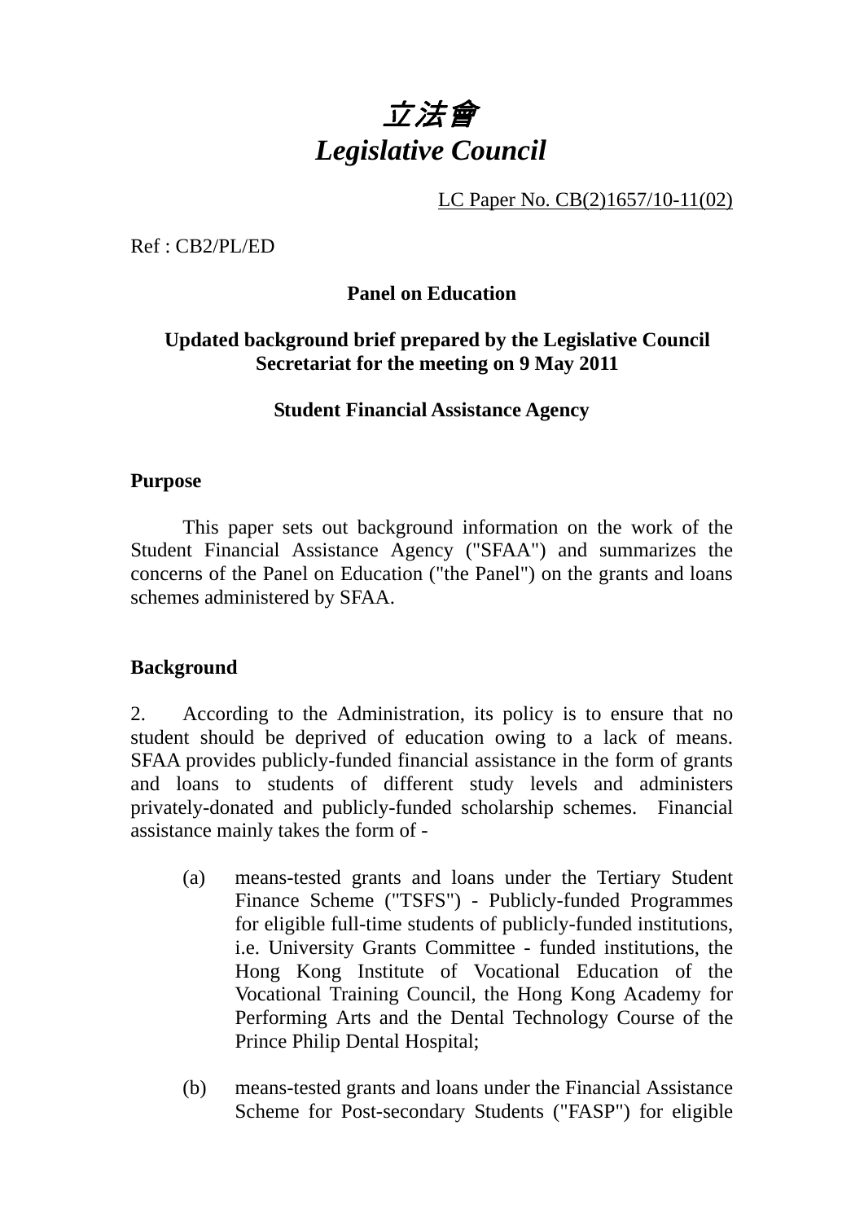# *立法會*
# *Legislative Council*

LC Paper No. CB(2)1657/10-11(02)

Ref : CB2/PL/ED

**Panel on Education**

**Updated background brief prepared by the Legislative Council Secretariat for the meeting on 9 May 2011**

**Student Financial Assistance Agency**

**Purpose**

This paper sets out background information on the work of the Student Financial Assistance Agency ("SFAA") and summarizes the concerns of the Panel on Education ("the Panel") on the grants and loans schemes administered by SFAA.

**Background**

2. According to the Administration, its policy is to ensure that no student should be deprived of education owing to a lack of means. SFAA provides publicly-funded financial assistance in the form of grants and loans to students of different study levels and administers privately-donated and publicly-funded scholarship schemes. Financial assistance mainly takes the form of -

(a) means-tested grants and loans under the Tertiary Student Finance Scheme ("TSFS") - Publicly-funded Programmes for eligible full-time students of publicly-funded institutions, i.e. University Grants Committee - funded institutions, the Hong Kong Institute of Vocational Education of the Vocational Training Council, the Hong Kong Academy for Performing Arts and the Dental Technology Course of the Prince Philip Dental Hospital;

(b) means-tested grants and loans under the Financial Assistance Scheme for Post-secondary Students ("FASP") for eligible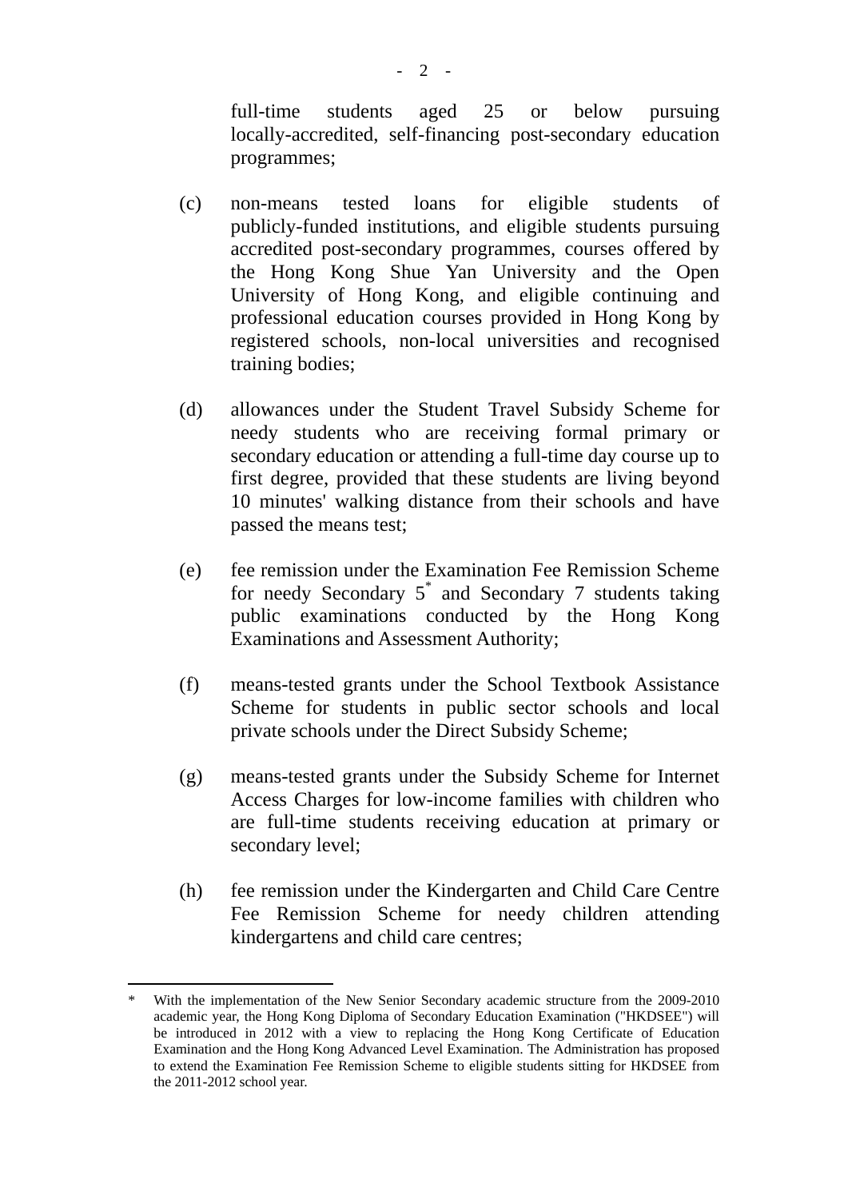full-time students aged 25 or below pursuing locally-accredited, self-financing post-secondary education programmes;

(c) non-means tested loans for eligible students of publicly-funded institutions, and eligible students pursuing accredited post-secondary programmes, courses offered by the Hong Kong Shue Yan University and the Open University of Hong Kong, and eligible continuing and professional education courses provided in Hong Kong by registered schools, non-local universities and recognised training bodies;

(d) allowances under the Student Travel Subsidy Scheme for needy students who are receiving formal primary or secondary education or attending a full-time day course up to first degree, provided that these students are living beyond 10 minutes' walking distance from their schools and have passed the means test;

(e) fee remission under the Examination Fee Remission Scheme for needy Secondary 5[*] and Secondary 7 students taking public examinations conducted by the Hong Kong Examinations and Assessment Authority;

(f) means-tested grants under the School Textbook Assistance Scheme for students in public sector schools and local private schools under the Direct Subsidy Scheme;

(g) means-tested grants under the Subsidy Scheme for Internet Access Charges for low-income families with children who are full-time students receiving education at primary or secondary level;

(h) fee remission under the Kindergarten and Child Care Centre Fee Remission Scheme for needy children attending kindergartens and child care centres;

---

[*] With the implementation of the New Senior Secondary academic structure from the 2009-2010 academic year, the Hong Kong Diploma of Secondary Education Examination ("HKDSEE") will be introduced in 2012 with a view to replacing the Hong Kong Certificate of Education Examination and the Hong Kong Advanced Level Examination. The Administration has proposed to extend the Examination Fee Remission Scheme to eligible students sitting for HKDSEE from the 2011-2012 school year.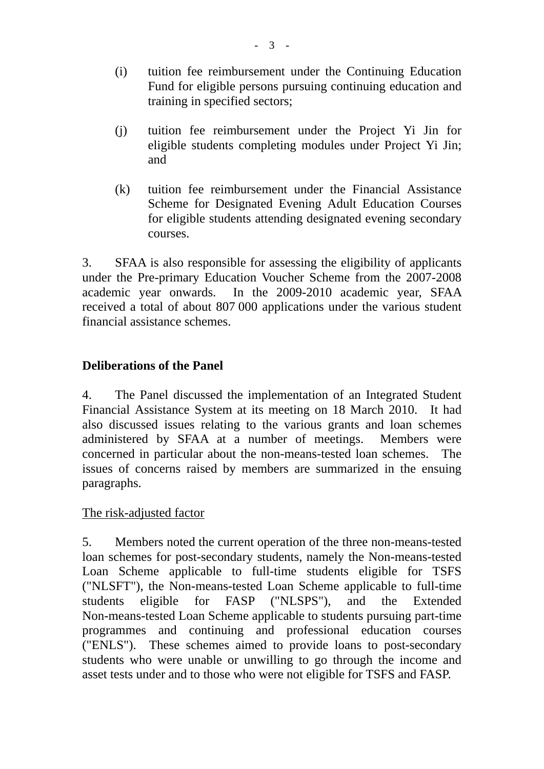(i) tuition fee reimbursement under the Continuing Education Fund for eligible persons pursuing continuing education and training in specified sectors;

(j) tuition fee reimbursement under the Project Yi Jin for eligible students completing modules under Project Yi Jin; and

(k) tuition fee reimbursement under the Financial Assistance Scheme for Designated Evening Adult Education Courses for eligible students attending designated evening secondary courses.

3. SFAA is also responsible for assessing the eligibility of applicants under the Pre-primary Education Voucher Scheme from the 2007-2008 academic year onwards. In the 2009-2010 academic year, SFAA received a total of about 807 000 applications under the various student financial assistance schemes.

**Deliberations of the Panel**

4. The Panel discussed the implementation of an Integrated Student Financial Assistance System at its meeting on 18 March 2010. It had also discussed issues relating to the various grants and loan schemes administered by SFAA at a number of meetings. Members were concerned in particular about the non-means-tested loan schemes. The issues of concerns raised by members are summarized in the ensuing paragraphs.

<u>The risk-adjusted factor</u>

5. Members noted the current operation of the three non-means-tested loan schemes for post-secondary students, namely the Non-means-tested Loan Scheme applicable to full-time students eligible for TSFS ("NLSFT"), the Non-means-tested Loan Scheme applicable to full-time students eligible for FASP ("NLSPS"), and the Extended Non-means-tested Loan Scheme applicable to students pursuing part-time programmes and continuing and professional education courses ("ENLS"). These schemes aimed to provide loans to post-secondary students who were unable or unwilling to go through the income and asset tests under and to those who were not eligible for TSFS and FASP.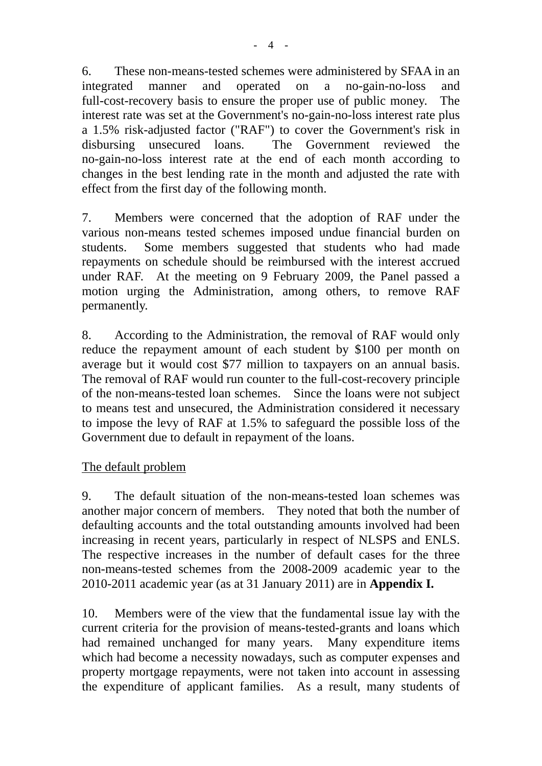6. These non-means-tested schemes were administered by SFAA in an integrated manner and operated on a no-gain-no-loss and full-cost-recovery basis to ensure the proper use of public money. The interest rate was set at the Government's no-gain-no-loss interest rate plus a 1.5% risk-adjusted factor ("RAF") to cover the Government's risk in disbursing unsecured loans. The Government reviewed the no-gain-no-loss interest rate at the end of each month according to changes in the best lending rate in the month and adjusted the rate with effect from the first day of the following month.

7. Members were concerned that the adoption of RAF under the various non-means tested schemes imposed undue financial burden on students. Some members suggested that students who had made repayments on schedule should be reimbursed with the interest accrued under RAF. At the meeting on 9 February 2009, the Panel passed a motion urging the Administration, among others, to remove RAF permanently.

8. According to the Administration, the removal of RAF would only reduce the repayment amount of each student by $100 per month on average but it would cost $77 million to taxpayers on an annual basis. The removal of RAF would run counter to the full-cost-recovery principle of the non-means-tested loan schemes. Since the loans were not subject to means test and unsecured, the Administration considered it necessary to impose the levy of RAF at 1.5% to safeguard the possible loss of the Government due to default in repayment of the loans.

<u>The default problem</u>

9. The default situation of the non-means-tested loan schemes was another major concern of members. They noted that both the number of defaulting accounts and the total outstanding amounts involved had been increasing in recent years, particularly in respect of NLSPS and ENLS. The respective increases in the number of default cases for the three non-means-tested schemes from the 2008-2009 academic year to the 2010-2011 academic year (as at 31 January 2011) are in **Appendix I.**

10. Members were of the view that the fundamental issue lay with the current criteria for the provision of means-tested-grants and loans which had remained unchanged for many years. Many expenditure items which had become a necessity nowadays, such as computer expenses and property mortgage repayments, were not taken into account in assessing the expenditure of applicant families. As a result, many students of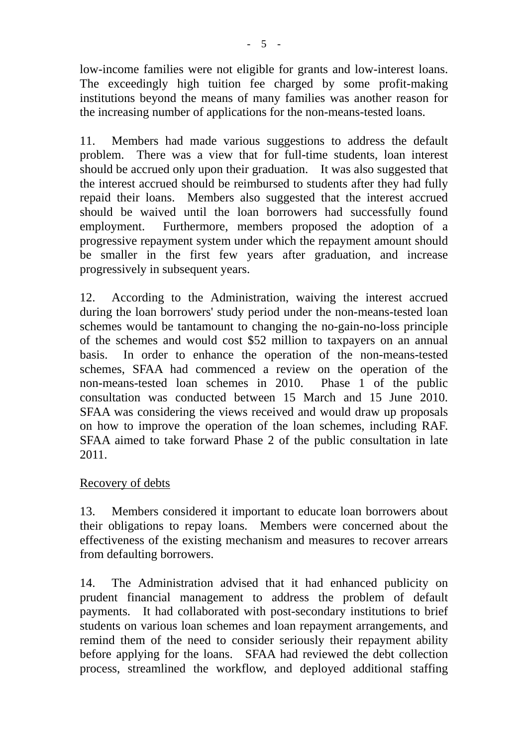low-income families were not eligible for grants and low-interest loans. The exceedingly high tuition fee charged by some profit-making institutions beyond the means of many families was another reason for the increasing number of applications for the non-means-tested loans.

11. Members had made various suggestions to address the default problem. There was a view that for full-time students, loan interest should be accrued only upon their graduation. It was also suggested that the interest accrued should be reimbursed to students after they had fully repaid their loans. Members also suggested that the interest accrued should be waived until the loan borrowers had successfully found employment. Furthermore, members proposed the adoption of a progressive repayment system under which the repayment amount should be smaller in the first few years after graduation, and increase progressively in subsequent years.

12. According to the Administration, waiving the interest accrued during the loan borrowers' study period under the non-means-tested loan schemes would be tantamount to changing the no-gain-no-loss principle of the schemes and would cost $52 million to taxpayers on an annual basis. In order to enhance the operation of the non-means-tested schemes, SFAA had commenced a review on the operation of the non-means-tested loan schemes in 2010. Phase 1 of the public consultation was conducted between 15 March and 15 June 2010. SFAA was considering the views received and would draw up proposals on how to improve the operation of the loan schemes, including RAF. SFAA aimed to take forward Phase 2 of the public consultation in late 2011.

<u>Recovery of debts</u>

13. Members considered it important to educate loan borrowers about their obligations to repay loans. Members were concerned about the effectiveness of the existing mechanism and measures to recover arrears from defaulting borrowers.

14. The Administration advised that it had enhanced publicity on prudent financial management to address the problem of default payments. It had collaborated with post-secondary institutions to brief students on various loan schemes and loan repayment arrangements, and remind them of the need to consider seriously their repayment ability before applying for the loans. SFAA had reviewed the debt collection process, streamlined the workflow, and deployed additional staffing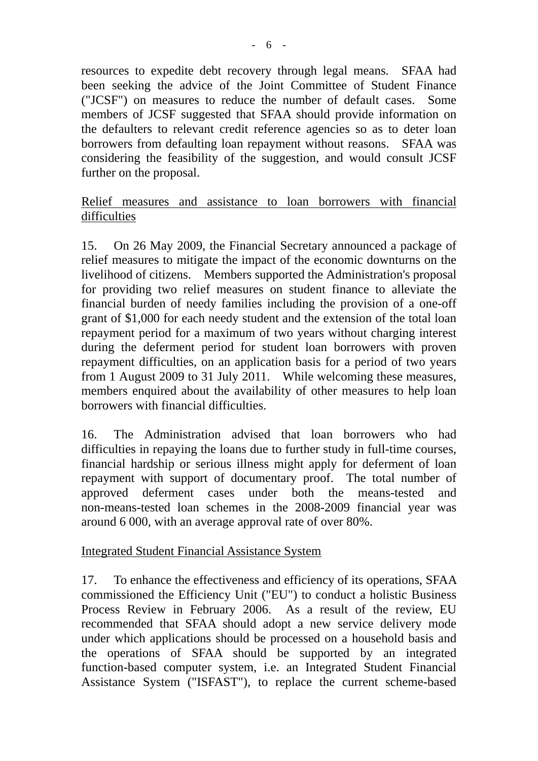resources to expedite debt recovery through legal means. SFAA had been seeking the advice of the Joint Committee of Student Finance ("JCSF") on measures to reduce the number of default cases. Some members of JCSF suggested that SFAA should provide information on the defaulters to relevant credit reference agencies so as to deter loan borrowers from defaulting loan repayment without reasons. SFAA was considering the feasibility of the suggestion, and would consult JCSF further on the proposal.

<u>Relief measures and assistance to loan borrowers with financial difficulties</u>

15. On 26 May 2009, the Financial Secretary announced a package of relief measures to mitigate the impact of the economic downturns on the livelihood of citizens. Members supported the Administration's proposal for providing two relief measures on student finance to alleviate the financial burden of needy families including the provision of a one-off grant of $1,000 for each needy student and the extension of the total loan repayment period for a maximum of two years without charging interest during the deferment period for student loan borrowers with proven repayment difficulties, on an application basis for a period of two years from 1 August 2009 to 31 July 2011. While welcoming these measures, members enquired about the availability of other measures to help loan borrowers with financial difficulties.

16. The Administration advised that loan borrowers who had difficulties in repaying the loans due to further study in full-time courses, financial hardship or serious illness might apply for deferment of loan repayment with support of documentary proof. The total number of approved deferment cases under both the means-tested and non-means-tested loan schemes in the 2008-2009 financial year was around 6 000, with an average approval rate of over 80%.

<u>Integrated Student Financial Assistance System</u>

17. To enhance the effectiveness and efficiency of its operations, SFAA commissioned the Efficiency Unit ("EU") to conduct a holistic Business Process Review in February 2006. As a result of the review, EU recommended that SFAA should adopt a new service delivery mode under which applications should be processed on a household basis and the operations of SFAA should be supported by an integrated function-based computer system, i.e. an Integrated Student Financial Assistance System ("ISFAST"), to replace the current scheme-based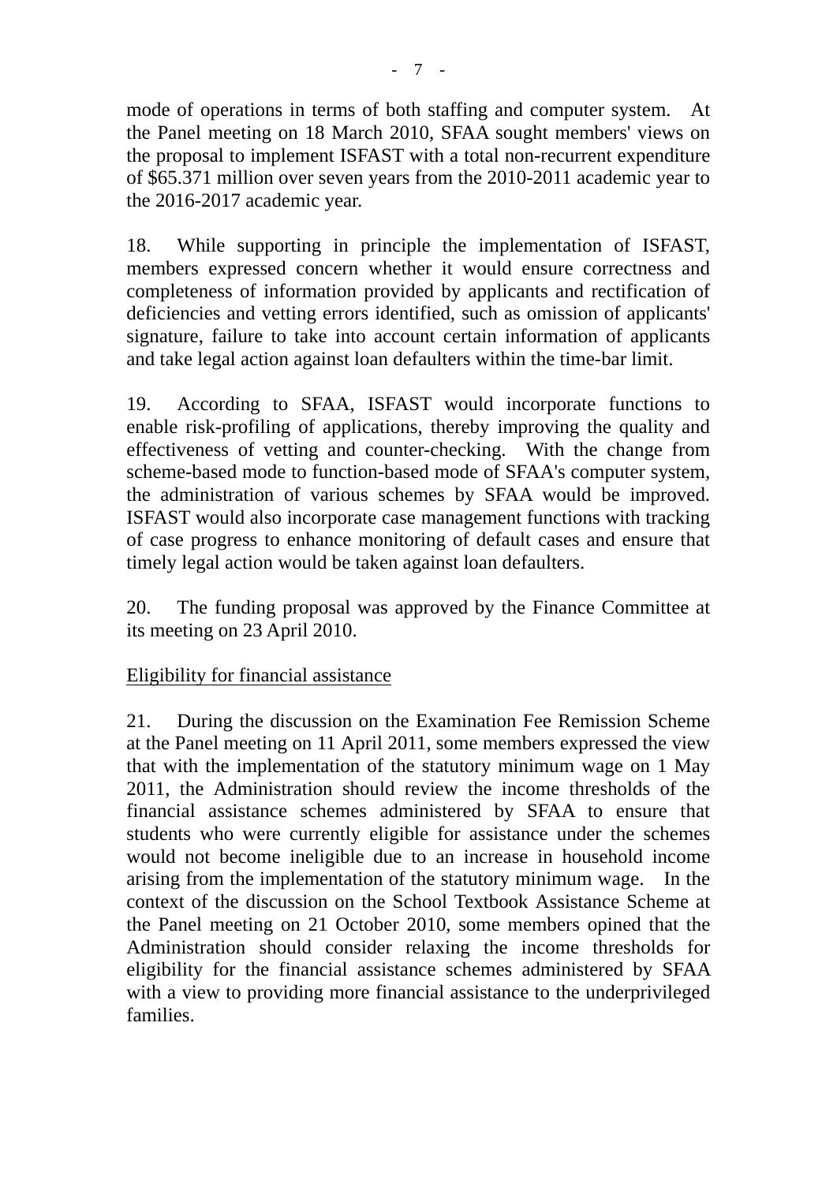mode of operations in terms of both staffing and computer system. At the Panel meeting on 18 March 2010, SFAA sought members' views on the proposal to implement ISFAST with a total non-recurrent expenditure of $65.371 million over seven years from the 2010-2011 academic year to the 2016-2017 academic year.

18. While supporting in principle the implementation of ISFAST, members expressed concern whether it would ensure correctness and completeness of information provided by applicants and rectification of deficiencies and vetting errors identified, such as omission of applicants' signature, failure to take into account certain information of applicants and take legal action against loan defaulters within the time-bar limit.

19. According to SFAA, ISFAST would incorporate functions to enable risk-profiling of applications, thereby improving the quality and effectiveness of vetting and counter-checking. With the change from scheme-based mode to function-based mode of SFAA's computer system, the administration of various schemes by SFAA would be improved. ISFAST would also incorporate case management functions with tracking of case progress to enhance monitoring of default cases and ensure that timely legal action would be taken against loan defaulters.

20. The funding proposal was approved by the Finance Committee at its meeting on 23 April 2010.

<u>Eligibility for financial assistance</u>

21. During the discussion on the Examination Fee Remission Scheme at the Panel meeting on 11 April 2011, some members expressed the view that with the implementation of the statutory minimum wage on 1 May 2011, the Administration should review the income thresholds of the financial assistance schemes administered by SFAA to ensure that students who were currently eligible for assistance under the schemes would not become ineligible due to an increase in household income arising from the implementation of the statutory minimum wage. In the context of the discussion on the School Textbook Assistance Scheme at the Panel meeting on 21 October 2010, some members opined that the Administration should consider relaxing the income thresholds for eligibility for the financial assistance schemes administered by SFAA with a view to providing more financial assistance to the underprivileged families.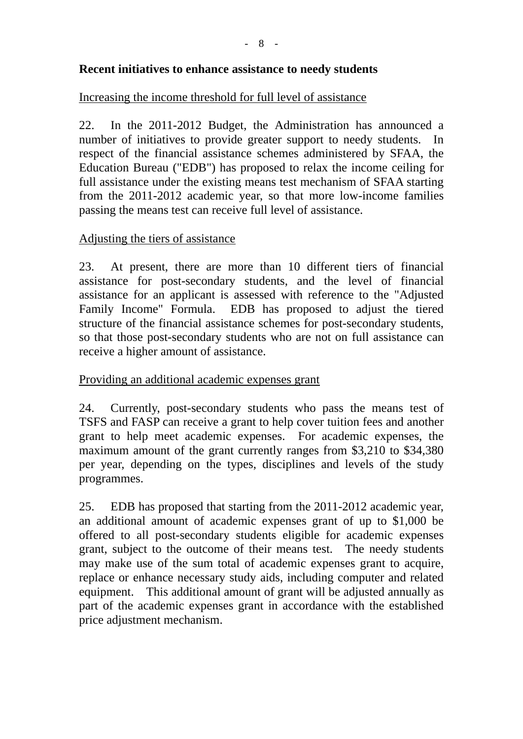**Recent initiatives to enhance assistance to needy students**

Increasing the income threshold for full level of assistance

22. In the 2011-2012 Budget, the Administration has announced a number of initiatives to provide greater support to needy students. In respect of the financial assistance schemes administered by SFAA, the Education Bureau ("EDB") has proposed to relax the income ceiling for full assistance under the existing means test mechanism of SFAA starting from the 2011-2012 academic year, so that more low-income families passing the means test can receive full level of assistance.

Adjusting the tiers of assistance

23. At present, there are more than 10 different tiers of financial assistance for post-secondary students, and the level of financial assistance for an applicant is assessed with reference to the "Adjusted Family Income" Formula. EDB has proposed to adjust the tiered structure of the financial assistance schemes for post-secondary students, so that those post-secondary students who are not on full assistance can receive a higher amount of assistance.

Providing an additional academic expenses grant

24. Currently, post-secondary students who pass the means test of TSFS and FASP can receive a grant to help cover tuition fees and another grant to help meet academic expenses. For academic expenses, the maximum amount of the grant currently ranges from $3,210 to $34,380 per year, depending on the types, disciplines and levels of the study programmes.

25. EDB has proposed that starting from the 2011-2012 academic year, an additional amount of academic expenses grant of up to $1,000 be offered to all post-secondary students eligible for academic expenses grant, subject to the outcome of their means test. The needy students may make use of the sum total of academic expenses grant to acquire, replace or enhance necessary study aids, including computer and related equipment. This additional amount of grant will be adjusted annually as part of the academic expenses grant in accordance with the established price adjustment mechanism.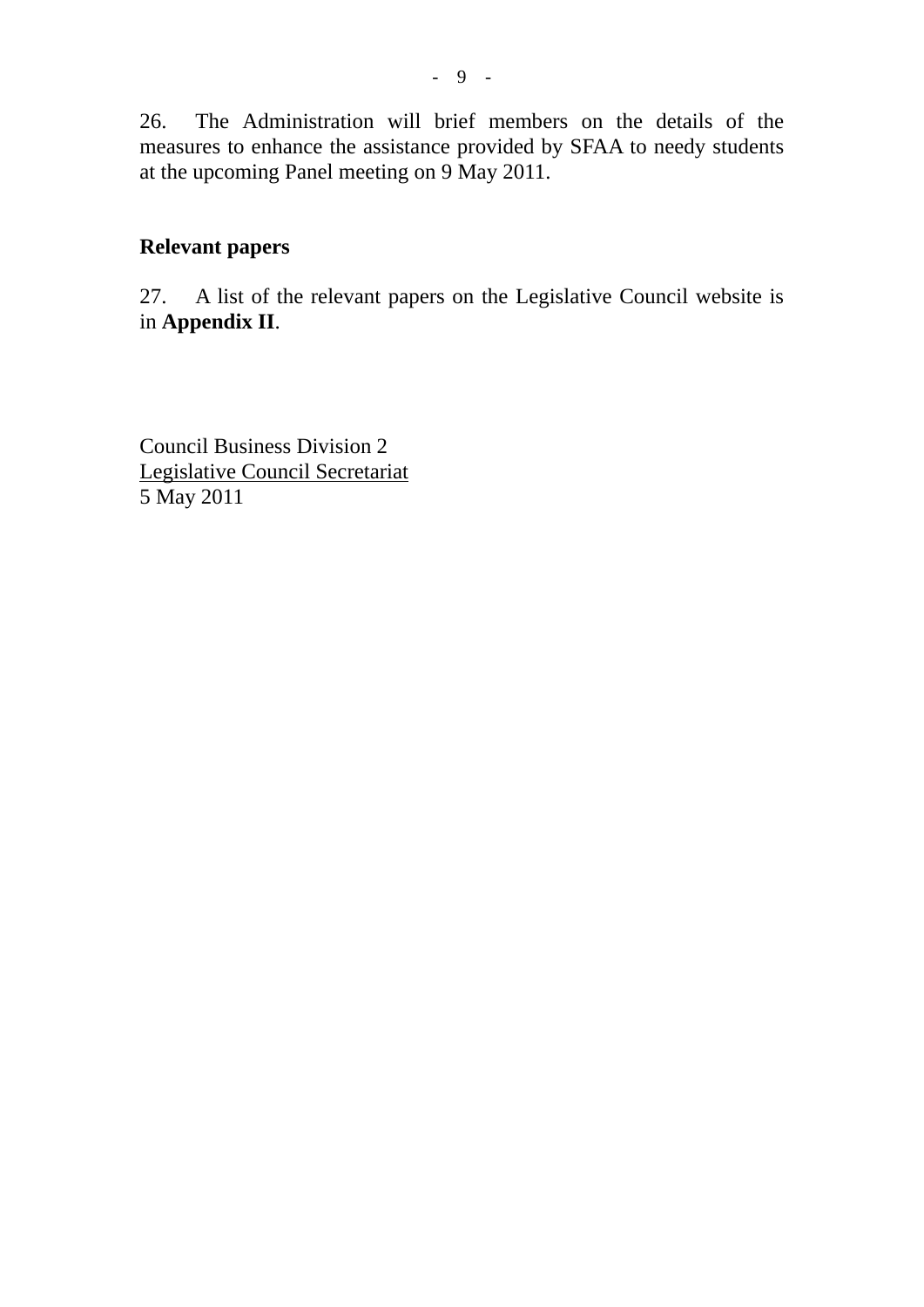26. The Administration will brief members on the details of the measures to enhance the assistance provided by SFAA to needy students at the upcoming Panel meeting on 9 May 2011.

## Relevant papers

27. A list of the relevant papers on the Legislative Council website is in **Appendix II**.

Council Business Division 2
Legislative Council Secretariat
5 May 2011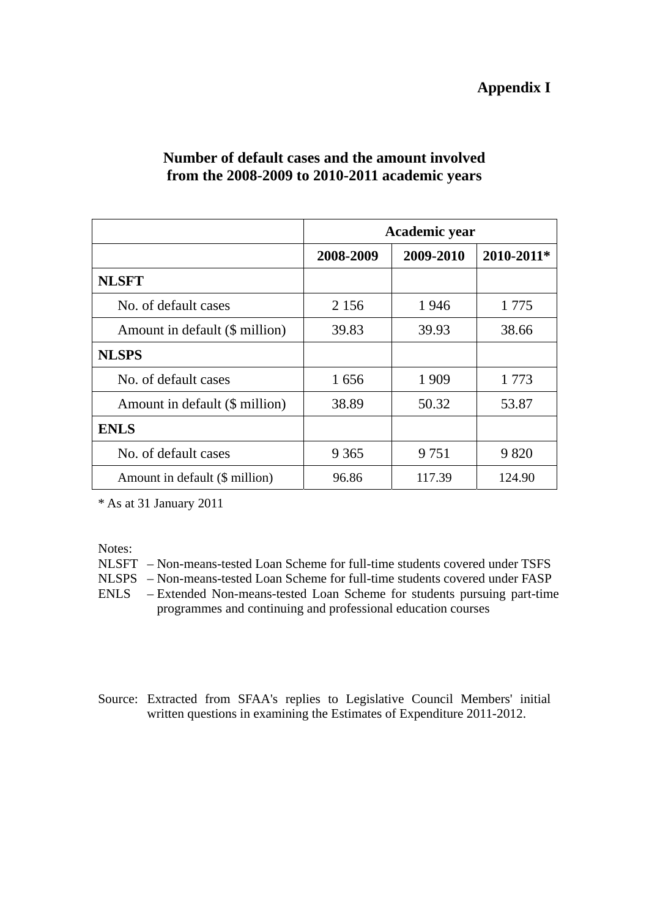**Appendix I**

## Number of default cases and the amount involved from the 2008-2009 to 2010-2011 academic years

| | Academic year | | |
|---|---|---|---|
| | **2008-2009** | **2009-2010** | **2010-2011*** |
| **NLSFT** | | | |
| No. of default cases | 2 156 | 1 946 | 1 775 |
| Amount in default ($ million) | 39.83 | 39.93 | 38.66 |
| **NLSPS** | | | |
| No. of default cases | 1 656 | 1 909 | 1 773 |
| Amount in default ($ million) | 38.89 | 50.32 | 53.87 |
| **ENLS** | | | |
| No. of default cases | 9 365 | 9 751 | 9 820 |
| Amount in default ($ million) | 96.86 | 117.39 | 124.90 |

* As at 31 January 2011

Notes:

NLSFT – Non-means-tested Loan Scheme for full-time students covered under TSFS

NLSPS – Non-means-tested Loan Scheme for full-time students covered under FASP

ENLS – Extended Non-means-tested Loan Scheme for students pursuing part-time programmes and continuing and professional education courses

Source: Extracted from SFAA's replies to Legislative Council Members' initial written questions in examining the Estimates of Expenditure 2011-2012.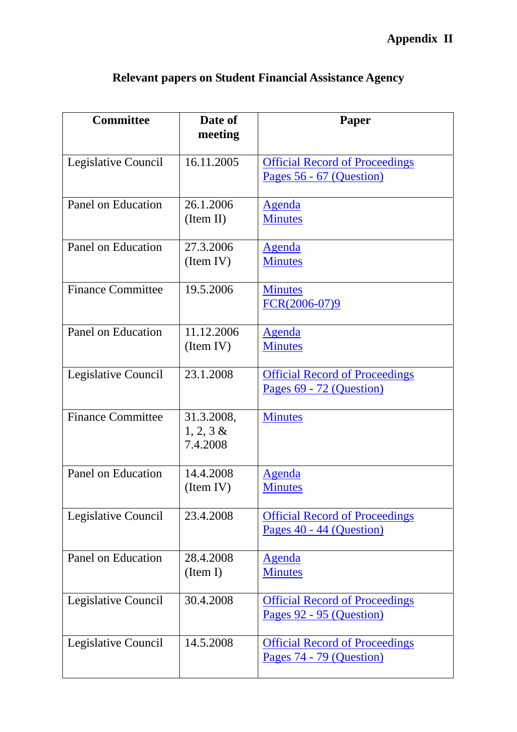**Appendix II**

# Relevant papers on Student Financial Assistance Agency

| Committee | Date of meeting | Paper |
|---|---|---|
| Legislative Council | 16.11.2005 | Official Record of Proceedings<br>Pages 56 - 67 (Question) |
| Panel on Education | 26.1.2006<br>(Item II) | Agenda<br>Minutes |
| Panel on Education | 27.3.2006<br>(Item IV) | Agenda<br>Minutes |
| Finance Committee | 19.5.2006 | Minutes<br>FCR(2006-07)9 |
| Panel on Education | 11.12.2006<br>(Item IV) | Agenda<br>Minutes |
| Legislative Council | 23.1.2008 | Official Record of Proceedings<br>Pages 69 - 72 (Question) |
| Finance Committee | 31.3.2008,<br>1, 2, 3 &<br>7.4.2008 | Minutes |
| Panel on Education | 14.4.2008<br>(Item IV) | Agenda<br>Minutes |
| Legislative Council | 23.4.2008 | Official Record of Proceedings<br>Pages 40 - 44 (Question) |
| Panel on Education | 28.4.2008<br>(Item I) | Agenda<br>Minutes |
| Legislative Council | 30.4.2008 | Official Record of Proceedings<br>Pages 92 - 95 (Question) |
| Legislative Council | 14.5.2008 | Official Record of Proceedings<br>Pages 74 - 79 (Question) |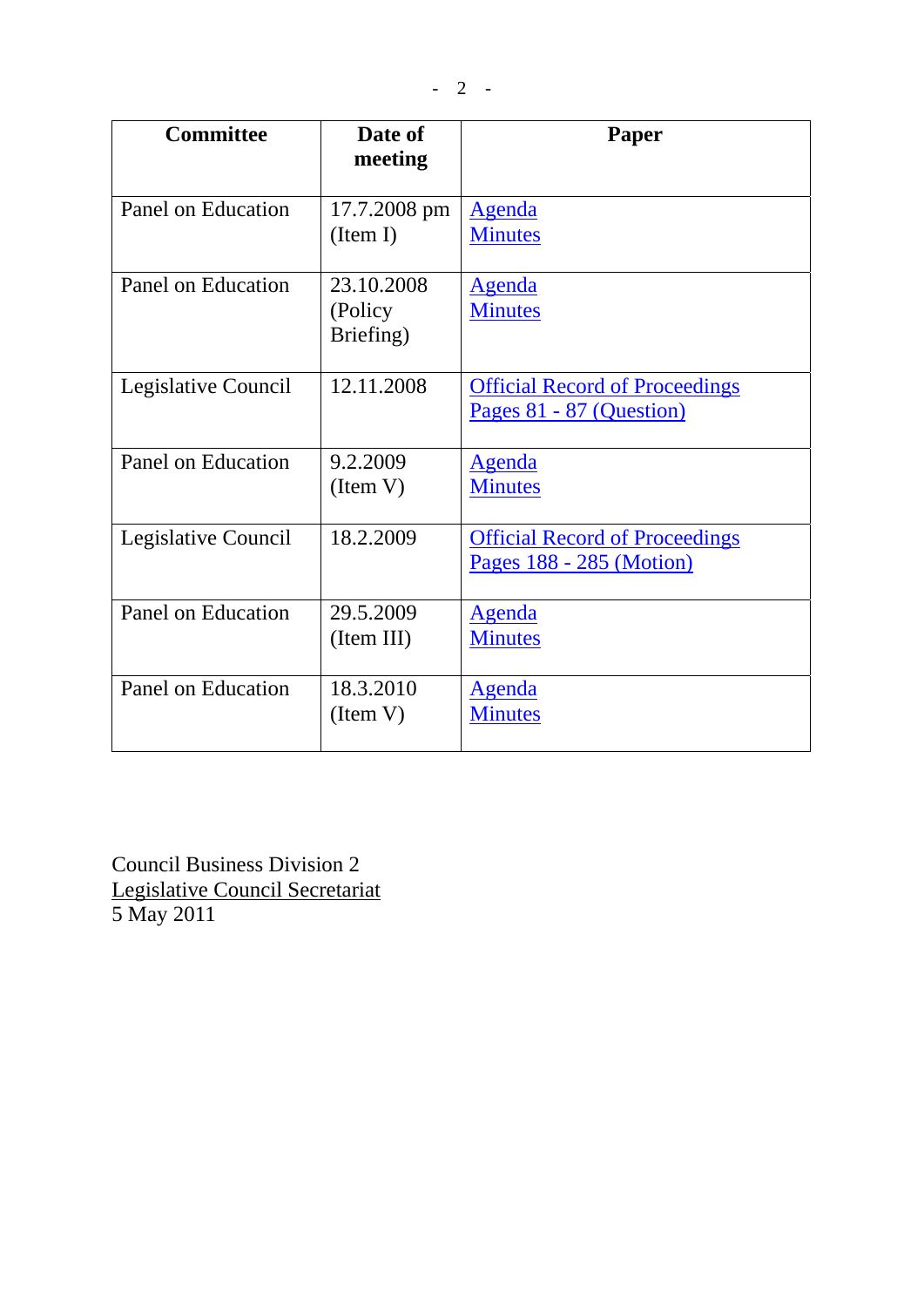| Committee | Date of meeting | Paper |
|---|---|---|
| Panel on Education | 17.7.2008 pm (Item I) | Agenda<br>Minutes |
| Panel on Education | 23.10.2008 (Policy Briefing) | Agenda<br>Minutes |
| Legislative Council | 12.11.2008 | Official Record of Proceedings<br>Pages 81 - 87 (Question) |
| Panel on Education | 9.2.2009 (Item V) | Agenda<br>Minutes |
| Legislative Council | 18.2.2009 | Official Record of Proceedings<br>Pages 188 - 285 (Motion) |
| Panel on Education | 29.5.2009 (Item III) | Agenda<br>Minutes |
| Panel on Education | 18.3.2010 (Item V) | Agenda<br>Minutes |

Council Business Division 2
Legislative Council Secretariat
5 May 2011